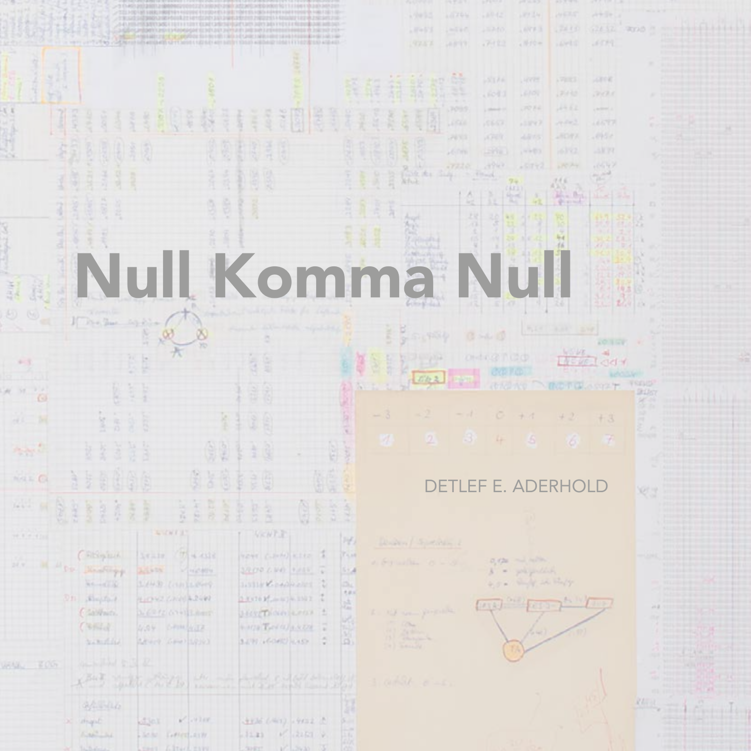# Null Komma Null

DETLEF E. ADERHOLD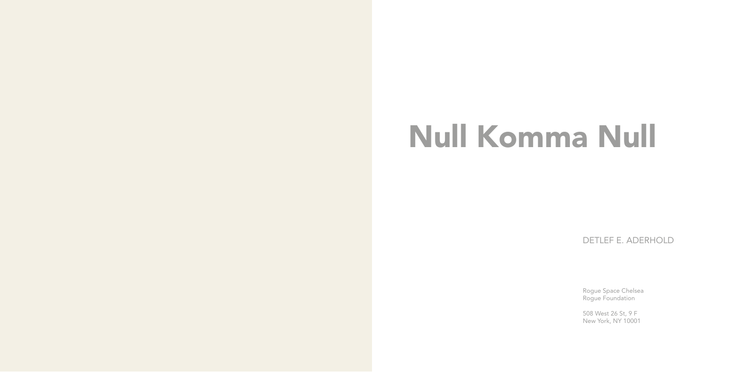# Null Komma Null

DETLEF E. ADERHOLD

Rogue Space Chelsea
Rogue Foundation

508 West 26 St, 9 F
New York, NY 10001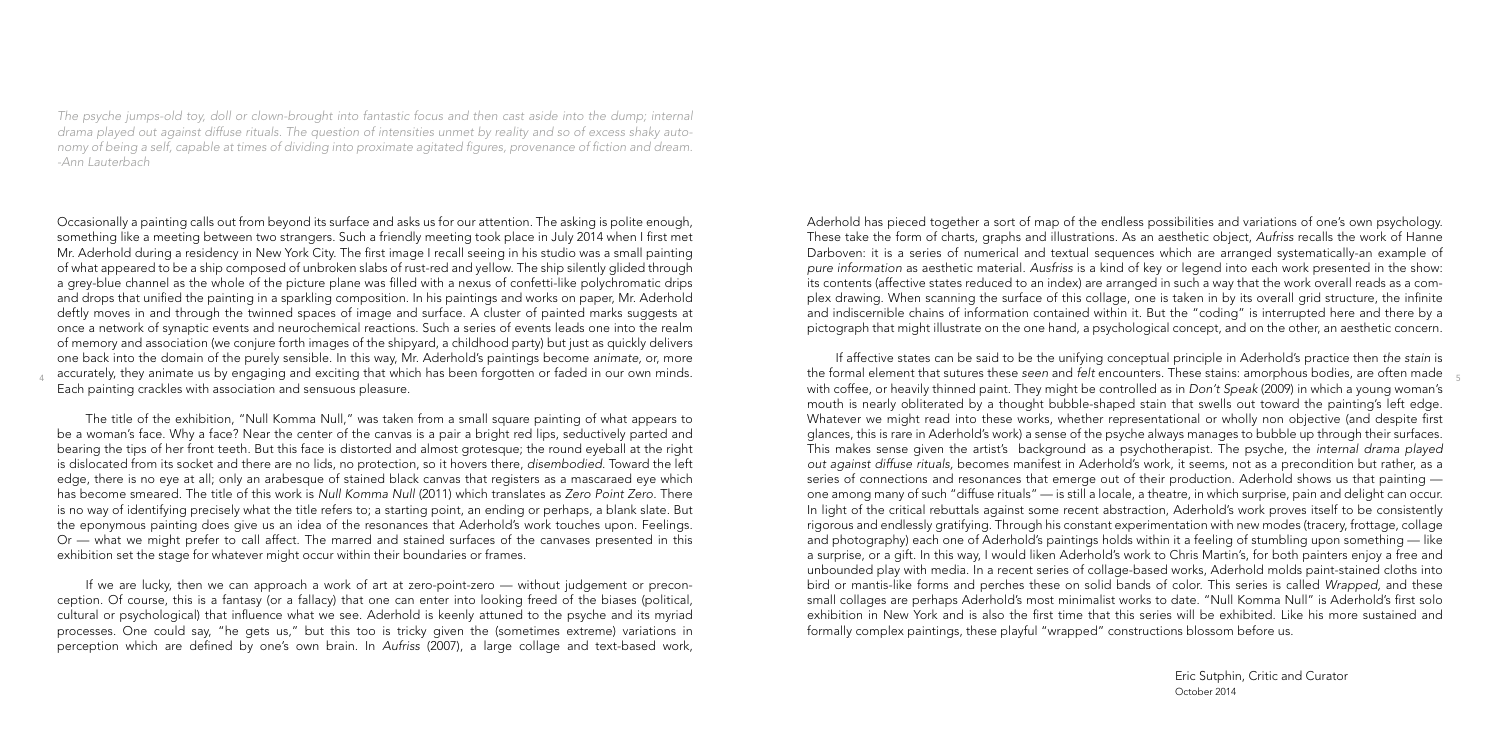*The psyche jumps-old toy, doll or clown-brought into fantastic focus and then cast aside into the dump; internal drama played out against diffuse rituals. The question of intensities unmet by reality and so of excess shaky autonomy of being a self, capable at times of dividing into proximate agitated figures, provenance of fiction and dream. -Ann Lauterbach*

Occasionally a painting calls out from beyond its surface and asks us for our attention. The asking is polite enough, something like a meeting between two strangers. Such a friendly meeting took place in July 2014 when I first met Mr. Aderhold during a residency in New York City. The first image I recall seeing in his studio was a small painting of what appeared to be a ship composed of unbroken slabs of rust-red and yellow. The ship silently glided through a grey-blue channel as the whole of the picture plane was filled with a nexus of confetti-like polychromatic drips and drops that unified the painting in a sparkling composition. In his paintings and works on paper, Mr. Aderhold deftly moves in and through the twinned spaces of image and surface. A cluster of painted marks suggests at once a network of synaptic events and neurochemical reactions. Such a series of events leads one into the realm of memory and association (we conjure forth images of the shipyard, a childhood party) but just as quickly delivers one back into the domain of the purely sensible. In this way, Mr. Aderhold's paintings become *animate*, or, more accurately, they animate us by engaging and exciting that which has been forgotten or faded in our own minds. Each painting crackles with association and sensuous pleasure.

The title of the exhibition, "Null Komma Null," was taken from a small square painting of what appears to be a woman's face. Why a face? Near the center of the canvas is a pair a bright red lips, seductively parted and bearing the tips of her front teeth. But this face is distorted and almost grotesque; the round eyeball at the right is dislocated from its socket and there are no lids, no protection, so it hovers there, *disembodied*. Toward the left edge, there is no eye at all; only an arabesque of stained black canvas that registers as a mascaraed eye which has become smeared. The title of this work is *Null Komma Null* (2011) which translates as *Zero Point Zero*. There is no way of identifying precisely what the title refers to; a starting point, an ending or perhaps, a blank slate. But the eponymous painting does give us an idea of the resonances that Aderhold's work touches upon. Feelings. Or — what we might prefer to call affect. The marred and stained surfaces of the canvases presented in this exhibition set the stage for whatever might occur within their boundaries or frames.

If we are lucky, then we can approach a work of art at zero-point-zero — without judgement or preconception. Of course, this is a fantasy (or a fallacy) that one can enter into looking freed of the biases (political, cultural or psychological) that influence what we see. Aderhold is keenly attuned to the psyche and its myriad processes. One could say, "he gets us," but this too is tricky given the (sometimes extreme) variations in perception which are defined by one's own brain. In *Aufriss* (2007), a large collage and text-based work, Aderhold has pieced together a sort of map of the endless possibilities and variations of one's own psychology. These take the form of charts, graphs and illustrations. As an aesthetic object, *Aufriss* recalls the work of Hanne Darboven: it is a series of numerical and textual sequences which are arranged systematically-an example of *pure information* as aesthetic material. *Ausfriss* is a kind of key or legend into each work presented in the show: its contents (affective states reduced to an index) are arranged in such a way that the work overall reads as a complex drawing. When scanning the surface of this collage, one is taken in by its overall grid structure, the infinite and indiscernible chains of information contained within it. But the "coding" is interrupted here and there by a pictograph that might illustrate on the one hand, a psychological concept, and on the other, an aesthetic concern.

If affective states can be said to be the unifying conceptual principle in Aderhold's practice then *the stain* is the formal element that sutures these *seen* and *felt* encounters. These stains: amorphous bodies, are often made with coffee, or heavily thinned paint. They might be controlled as in *Don't Speak* (2009) in which a young woman's mouth is nearly obliterated by a thought bubble-shaped stain that swells out toward the painting's left edge. Whatever we might read into these works, whether representational or wholly non objective (and despite first glances, this is rare in Aderhold's work) a sense of the psyche always manages to bubble up through their surfaces. This makes sense given the artist's background as a psychotherapist. The psyche, the *internal drama played out against diffuse rituals*, becomes manifest in Aderhold's work, it seems, not as a precondition but rather, as a series of connections and resonances that emerge out of their production. Aderhold shows us that painting — one among many of such "diffuse rituals" — is still a locale, a theatre, in which surprise, pain and delight can occur. In light of the critical rebuttals against some recent abstraction, Aderhold's work proves itself to be consistently rigorous and endlessly gratifying. Through his constant experimentation with new modes (tracery, frottage, collage and photography) each one of Aderhold's paintings holds within it a feeling of stumbling upon something — like a surprise, or a gift. In this way, I would liken Aderhold's work to Chris Martin's, for both painters enjoy a free and unbounded play with media. In a recent series of collage-based works, Aderhold molds paint-stained cloths into bird or mantis-like forms and perches these on solid bands of color. This series is called *Wrapped*, and these small collages are perhaps Aderhold's most minimalist works to date. "Null Komma Null" is Aderhold's first solo exhibition in New York and is also the first time that this series will be exhibited. Like his more sustained and formally complex paintings, these playful "wrapped" constructions blossom before us.

Eric Sutphin, Critic and Curator
October 2014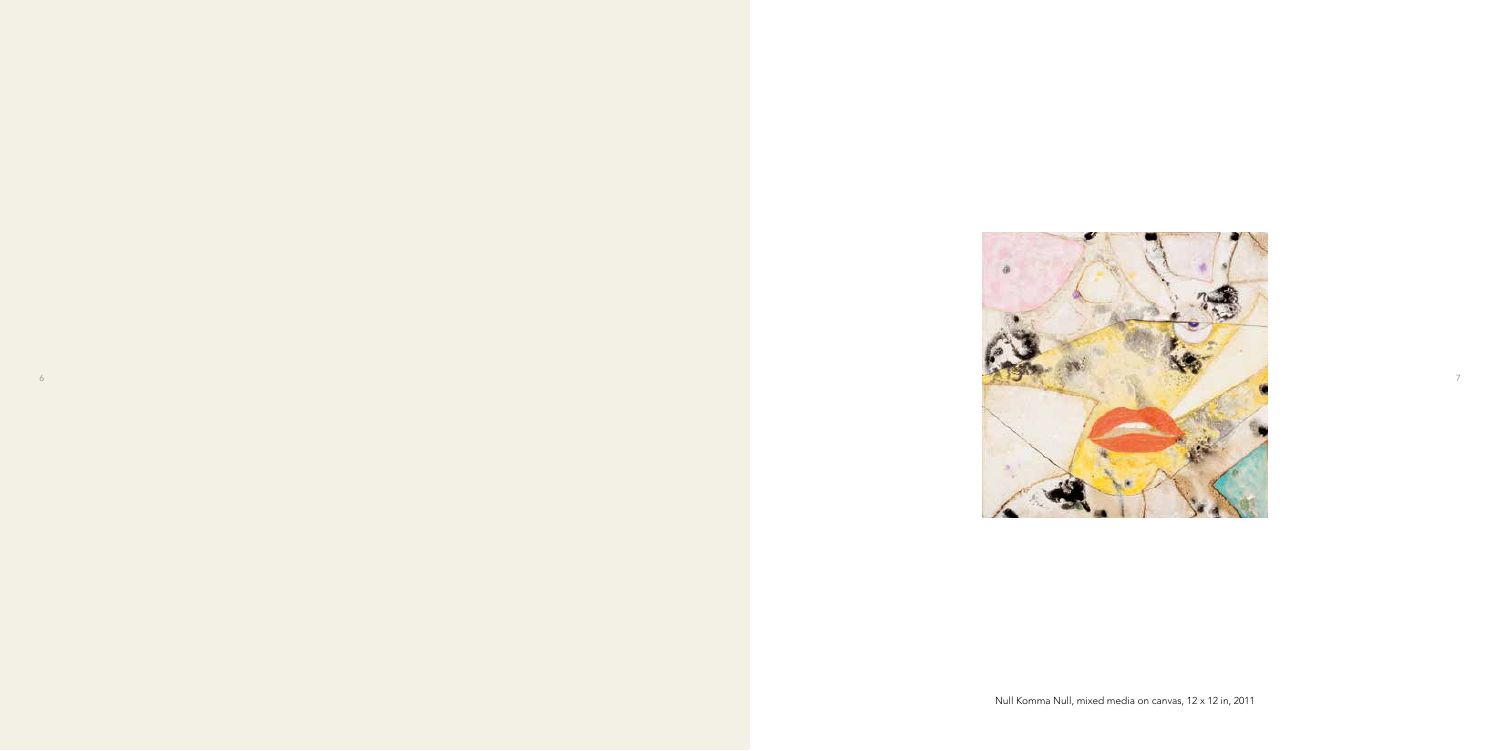Null Komma Null, mixed media on canvas, 12 x 12 in, 2011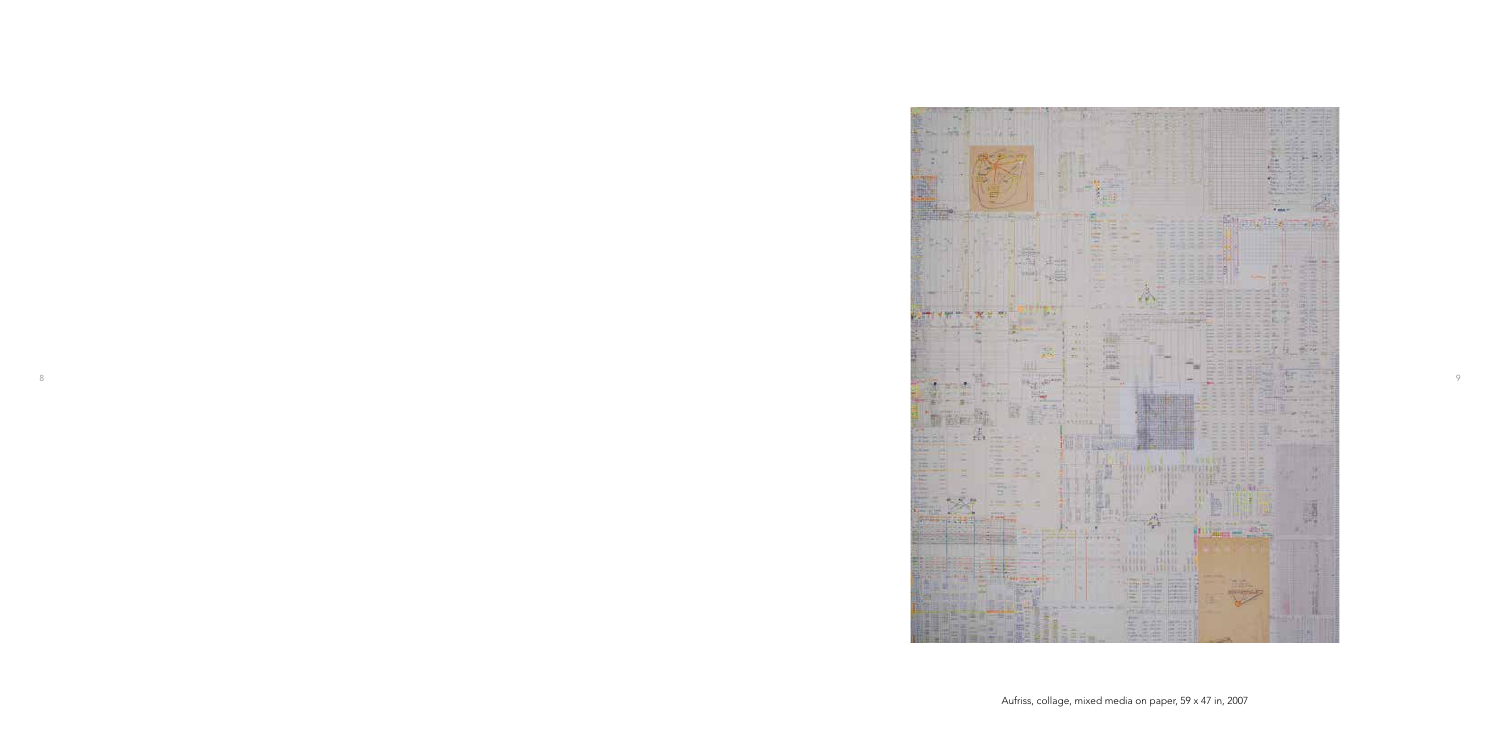Aufriss, collage, mixed media on paper, 59 x 47 in, 2007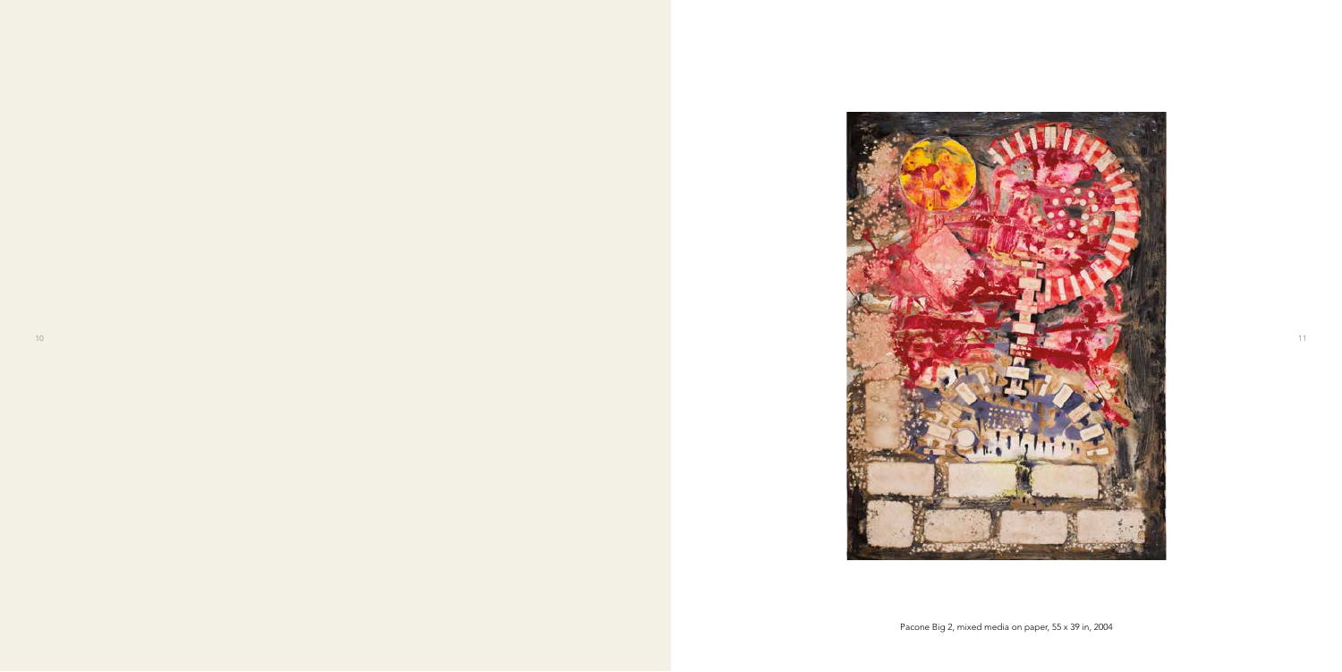Pacone Big 2, mixed media on paper, 55 x 39 in, 2004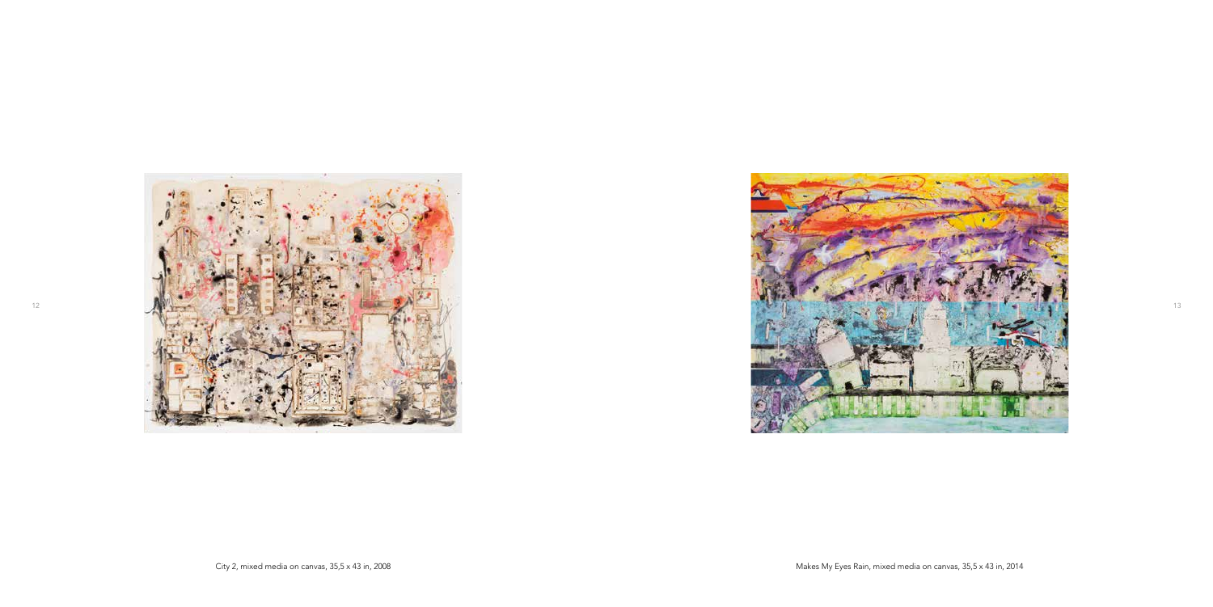City 2, mixed media on canvas, 35,5 x 43 in, 2008

Makes My Eyes Rain, mixed media on canvas, 35,5 x 43 in, 2014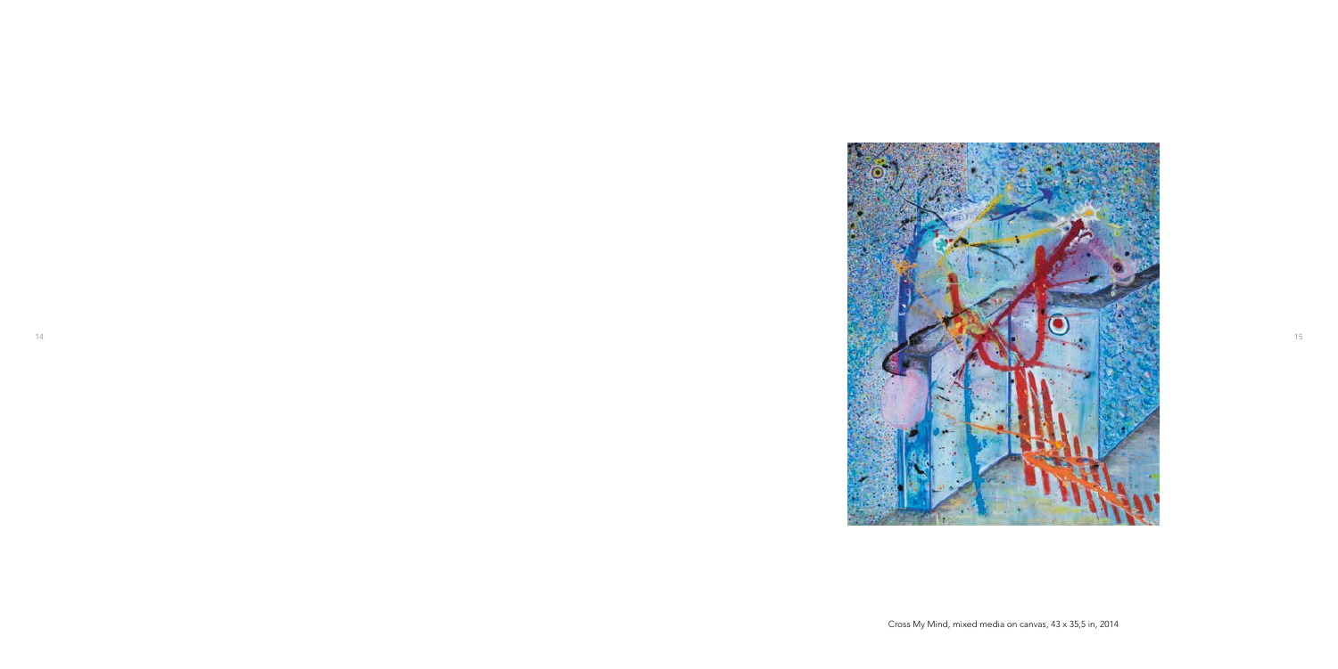Cross My Mind, mixed media on canvas, 43 x 35,5 in, 2014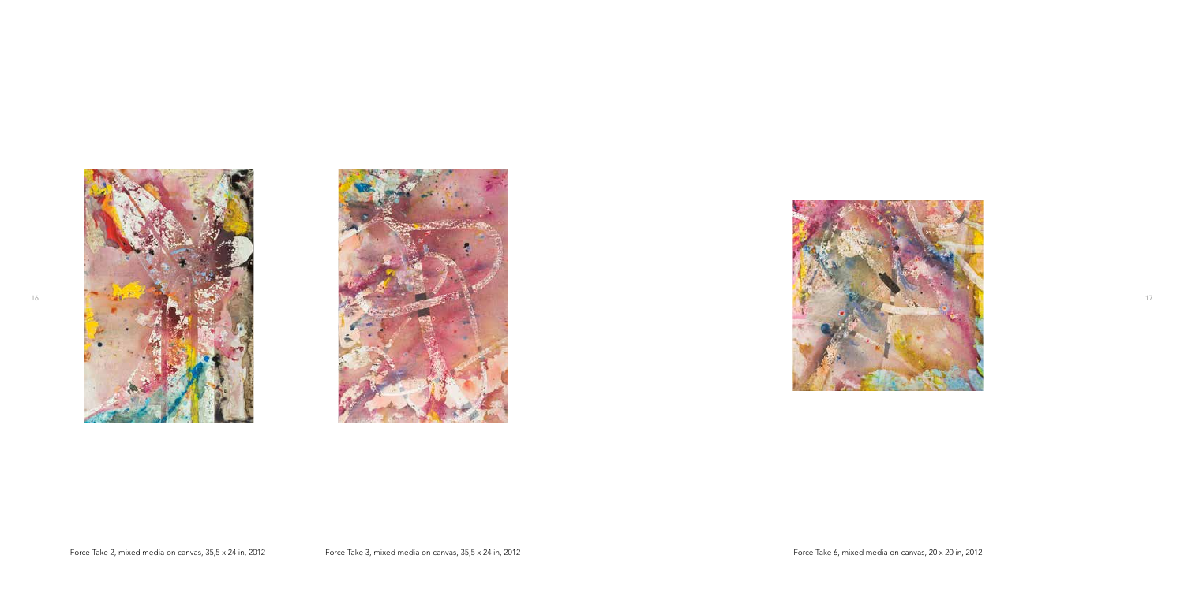Force Take 2, mixed media on canvas, 35,5 x 24 in, 2012

Force Take 3, mixed media on canvas, 35,5 x 24 in, 2012

Force Take 6, mixed media on canvas, 20 x 20 in, 2012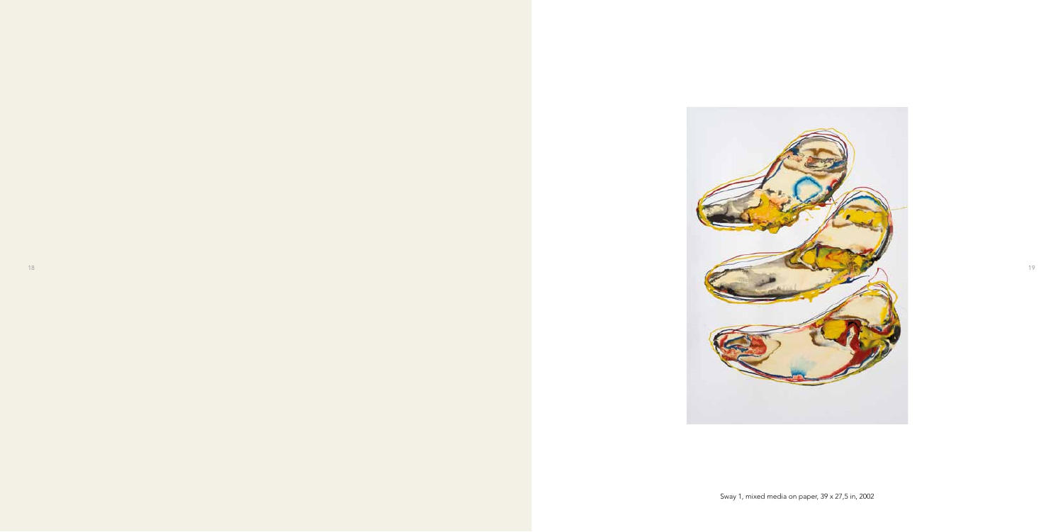Sway 1, mixed media on paper, 39 x 27,5 in, 2002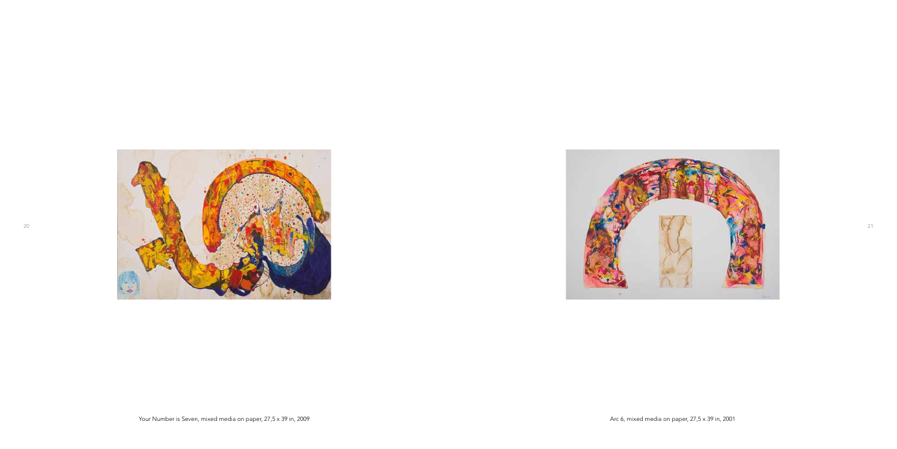Your Number is Seven, mixed media on paper, 27,5 x 39 in, 2009

Arc 6, mixed media on paper, 27,5 x 39 in, 2001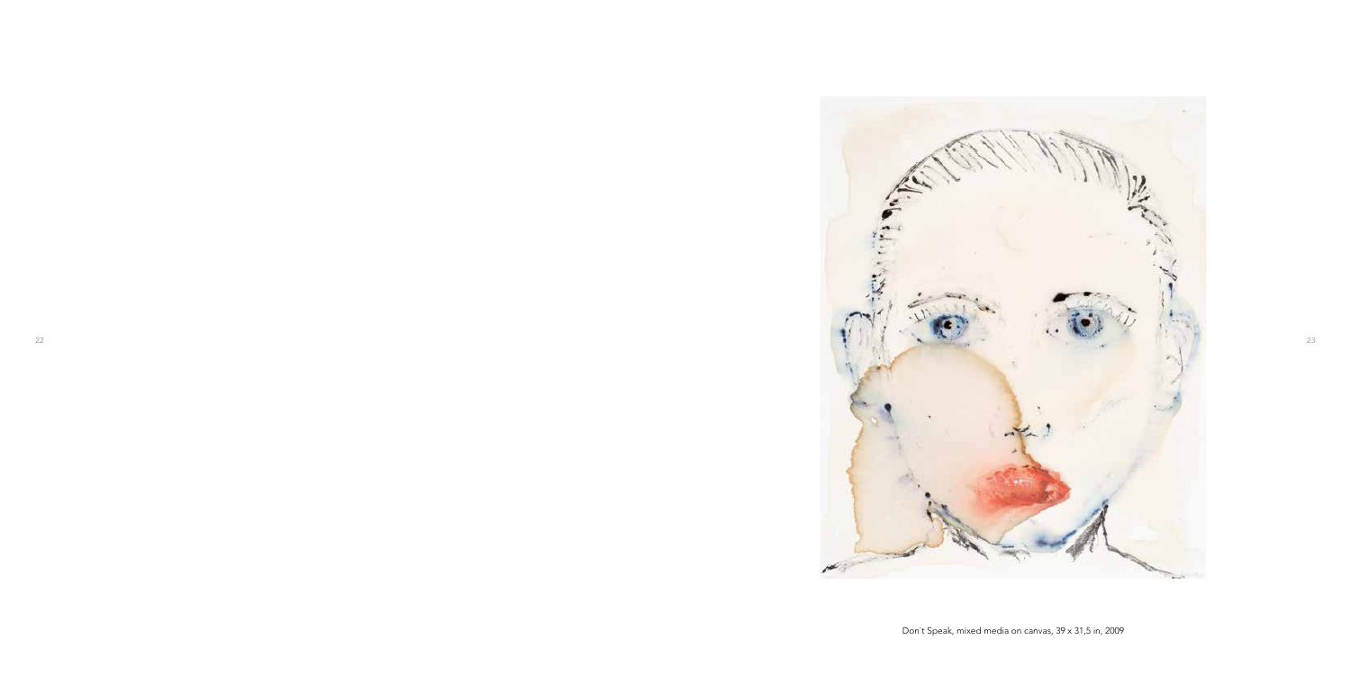Don't Speak, mixed media on canvas, 39 x 31,5 in, 2009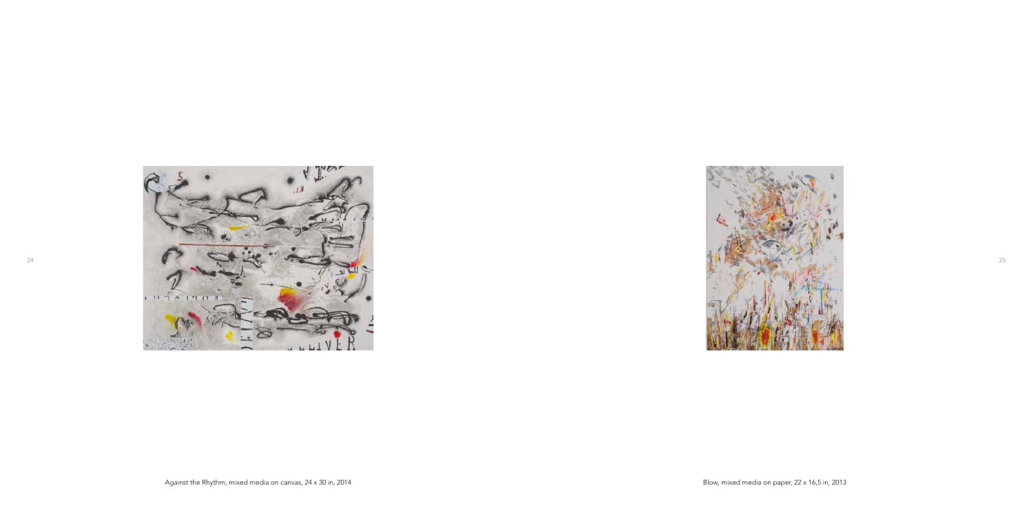Against the Rhythm, mixed media on canvas, 24 x 30 in, 2014

Blow, mixed media on paper, 22 x 16,5 in, 2013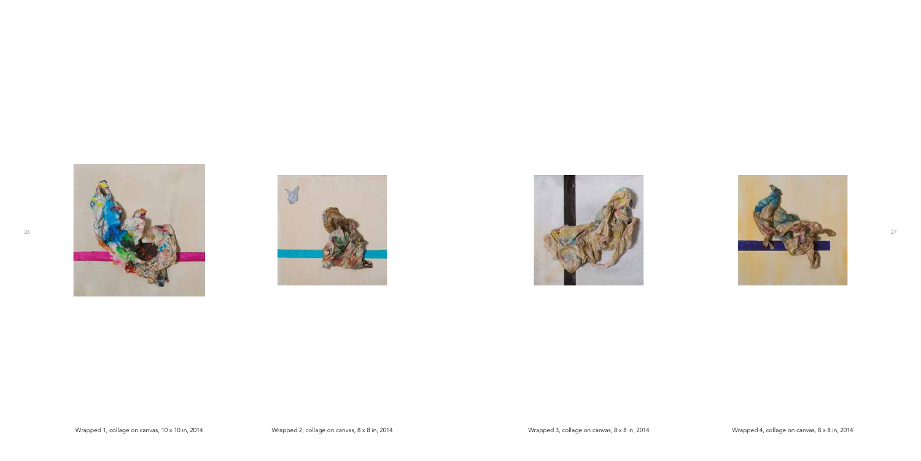Wrapped 1, collage on canvas, 10 x 10 in, 2014

Wrapped 2, collage on canvas, 8 x 8 in, 2014

Wrapped 3, collage on canvas, 8 x 8 in, 2014

Wrapped 4, collage on canvas, 8 x 8 in, 2014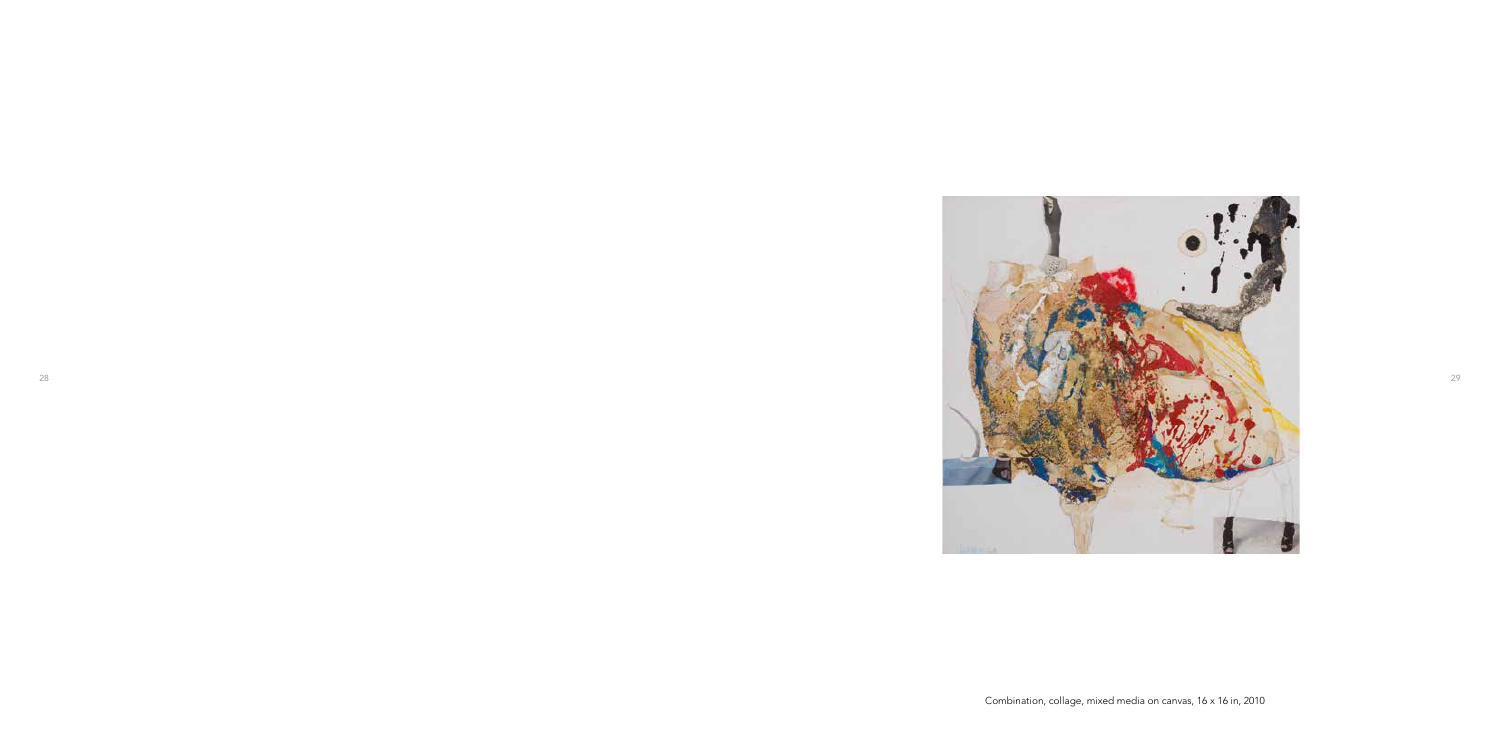Combination, collage, mixed media on canvas, 16 x 16 in, 2010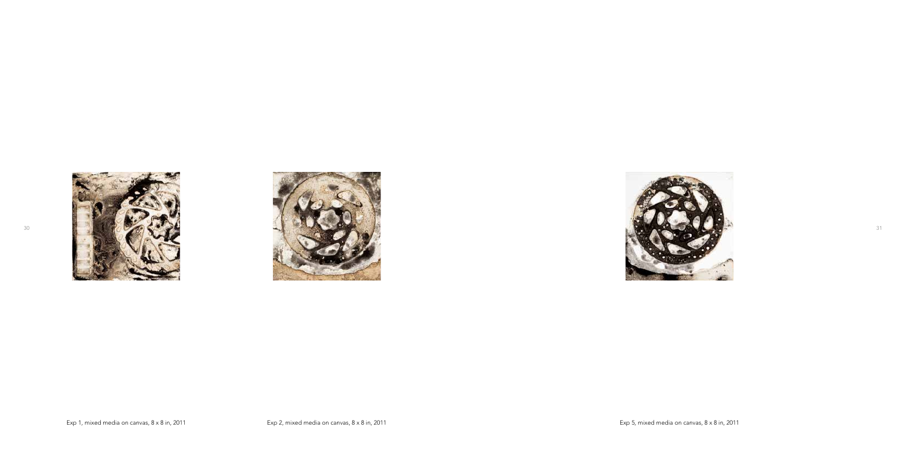Exp 1, mixed media on canvas, 8 x 8 in, 2011

Exp 2, mixed media on canvas, 8 x 8 in, 2011

Exp 5, mixed media on canvas, 8 x 8 in, 2011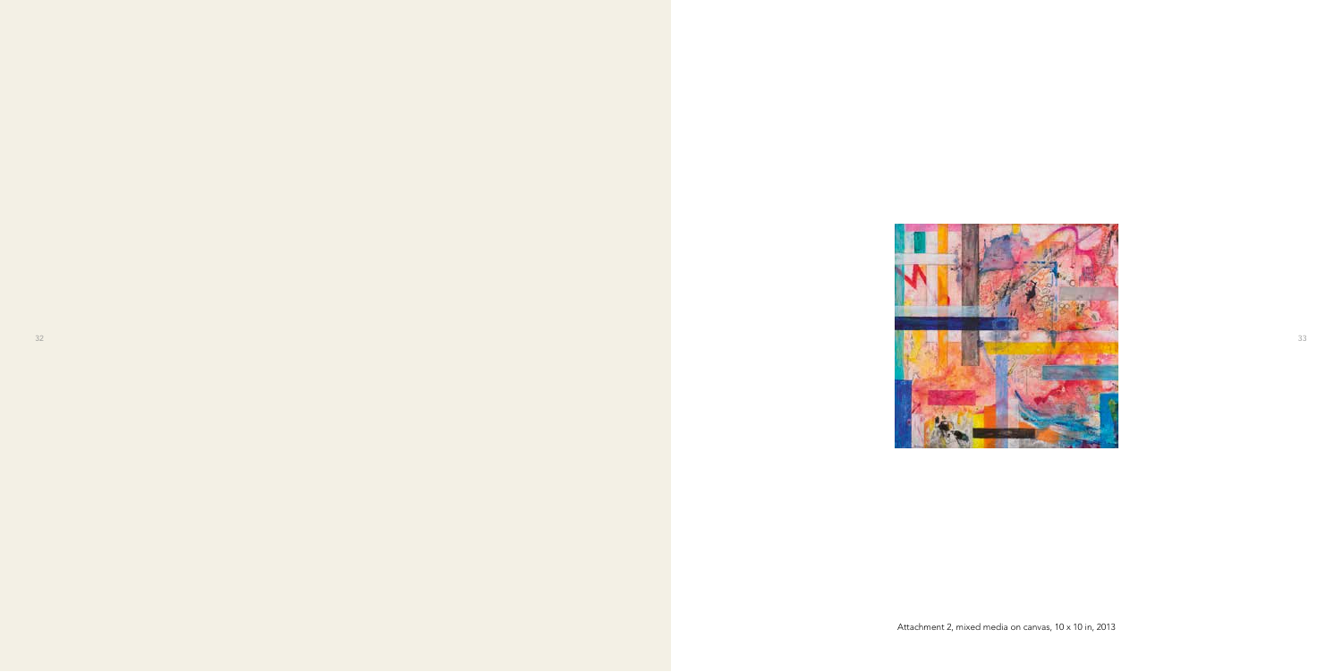Attachment 2, mixed media on canvas, 10 x 10 in, 2013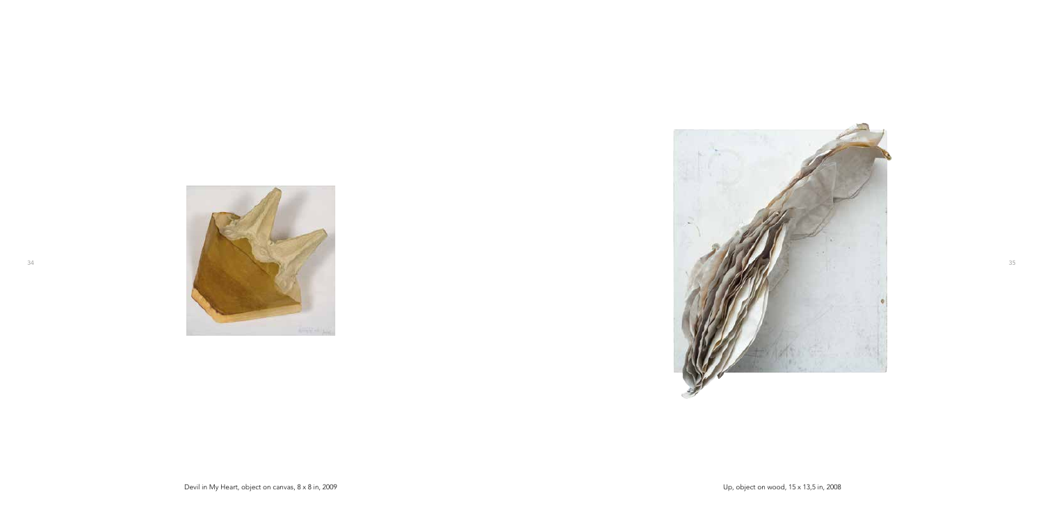Devil in My Heart, object on canvas, 8 x 8 in, 2009

Up, object on wood, 15 x 13,5 in, 2008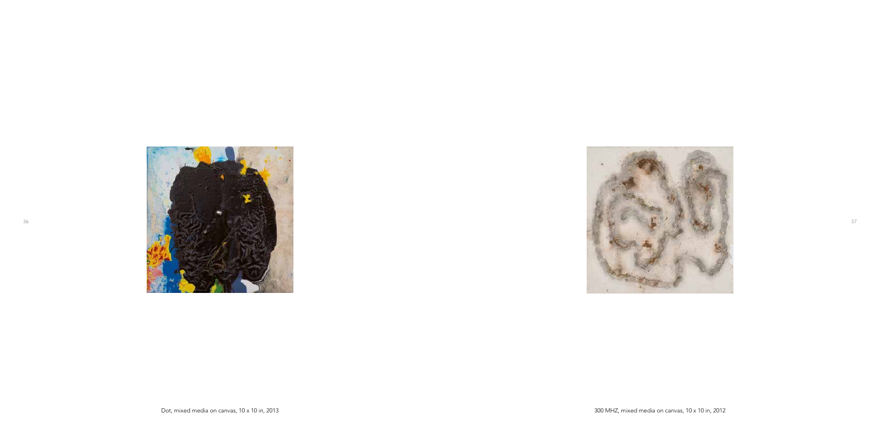Dot, mixed media on canvas, 10 x 10 in, 2013

300 MHZ, mixed media on canvas, 10 x 10 in, 2012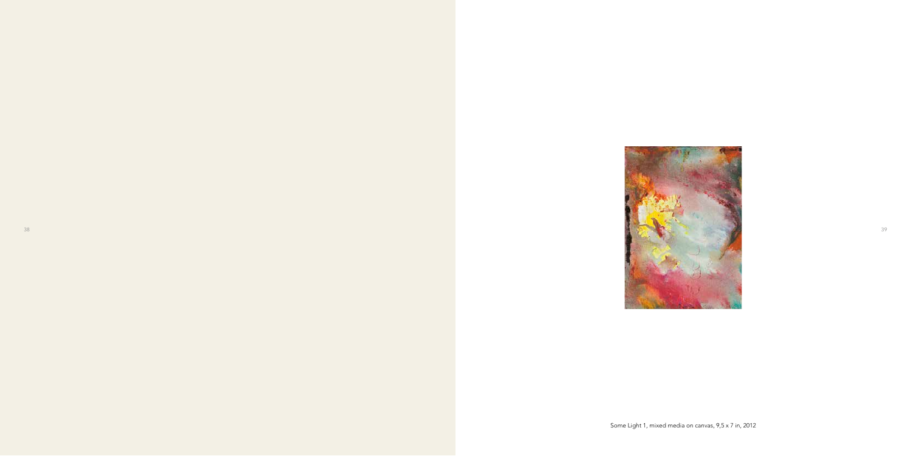Some Light 1, mixed media on canvas, 9,5 x 7 in, 2012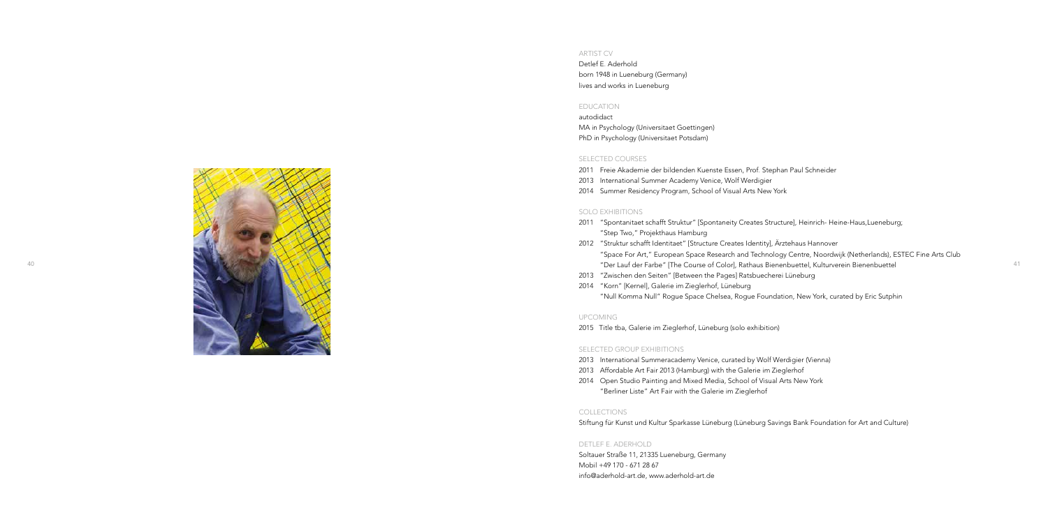## ARTIST CV

Detlef E. Aderhold
born 1948 in Lueneburg (Germany)
lives and works in Lueneburg

## EDUCATION

autodidact
MA in Psychology (Universitaet Goettingen)
PhD in Psychology (Universitaet Potsdam)

## SELECTED COURSES

2011 Freie Akademie der bildenden Kuenste Essen, Prof. Stephan Paul Schneider
2013 International Summer Academy Venice, Wolf Werdigier
2014 Summer Residency Program, School of Visual Arts New York

## SOLO EXHIBITIONS

2011 "Spontanitaet schafft Struktur" [Spontaneity Creates Structure], Heinrich- Heine-Haus,Lueneburg;
"Step Two," Projekthaus Hamburg
2012 "Struktur schafft Identitaet" [Structure Creates Identity], Ärztehaus Hannover
"Space For Art," European Space Research and Technology Centre, Noordwijk (Netherlands), ESTEC Fine Arts Club
"Der Lauf der Farbe" [The Course of Color], Rathaus Bienenbuettel, Kulturverein Bienenbuettel
2013 "Zwischen den Seiten" [Between the Pages] Ratsbuecherei Lüneburg
2014 "Korn" [Kernel], Galerie im Zieglerhof, Lüneburg
"Null Komma Null" Rogue Space Chelsea, Rogue Foundation, New York, curated by Eric Sutphin

## UPCOMING

2015 Title tba, Galerie im Zieglerhof, Lüneburg (solo exhibition)

## SELECTED GROUP EXHIBITIONS

2013 International Summeracademy Venice, curated by Wolf Werdigier (Vienna)
2013 Affordable Art Fair 2013 (Hamburg) with the Galerie im Zieglerhof
2014 Open Studio Painting and Mixed Media, School of Visual Arts New York
"Berliner Liste" Art Fair with the Galerie im Zieglerhof

## COLLECTIONS

Stiftung für Kunst und Kultur Sparkasse Lüneburg (Lüneburg Savings Bank Foundation for Art and Culture)

## DETLEF E. ADERHOLD

Soltauer Straße 11, 21335 Lueneburg, Germany
Mobil +49 170 - 671 28 67
info@aderhold-art.de, www.aderhold-art.de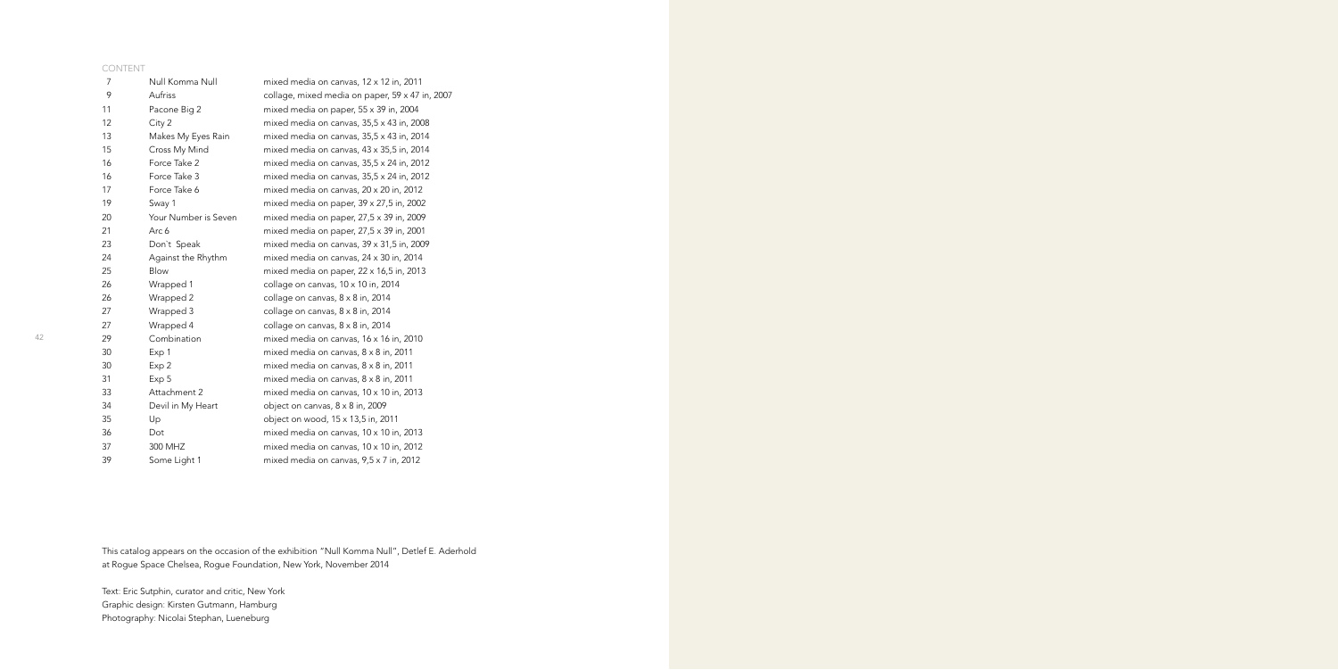CONTENT

| | | |
|---|---|---|
| 7 | Null Komma Null | mixed media on canvas, 12 x 12 in, 2011 |
| 9 | Aufriss | collage, mixed media on paper, 59 x 47 in, 2007 |
| 11 | Pacone Big 2 | mixed media on paper, 55 x 39 in, 2004 |
| 12 | City 2 | mixed media on canvas, 35,5 x 43 in, 2008 |
| 13 | Makes My Eyes Rain | mixed media on canvas, 35,5 x 43 in, 2014 |
| 15 | Cross My Mind | mixed media on canvas, 43 x 35,5 in, 2014 |
| 16 | Force Take 2 | mixed media on canvas, 35,5 x 24 in, 2012 |
| 16 | Force Take 3 | mixed media on canvas, 35,5 x 24 in, 2012 |
| 17 | Force Take 6 | mixed media on canvas, 20 x 20 in, 2012 |
| 19 | Sway 1 | mixed media on paper, 39 x 27,5 in, 2002 |
| 20 | Your Number is Seven | mixed media on paper, 27,5 x 39 in, 2009 |
| 21 | Arc 6 | mixed media on paper, 27,5 x 39 in, 2001 |
| 23 | Don't Speak | mixed media on canvas, 39 x 31,5 in, 2009 |
| 24 | Against the Rhythm | mixed media on canvas, 24 x 30 in, 2014 |
| 25 | Blow | mixed media on paper, 22 x 16,5 in, 2013 |
| 26 | Wrapped 1 | collage on canvas, 10 x 10 in, 2014 |
| 26 | Wrapped 2 | collage on canvas, 8 x 8 in, 2014 |
| 27 | Wrapped 3 | collage on canvas, 8 x 8 in, 2014 |
| 27 | Wrapped 4 | collage on canvas, 8 x 8 in, 2014 |
| 29 | Combination | mixed media on canvas, 16 x 16 in, 2010 |
| 30 | Exp 1 | mixed media on canvas, 8 x 8 in, 2011 |
| 30 | Exp 2 | mixed media on canvas, 8 x 8 in, 2011 |
| 31 | Exp 5 | mixed media on canvas, 8 x 8 in, 2011 |
| 33 | Attachment 2 | mixed media on canvas, 10 x 10 in, 2013 |
| 34 | Devil in My Heart | object on canvas, 8 x 8 in, 2009 |
| 35 | Up | object on wood, 15 x 13,5 in, 2011 |
| 36 | Dot | mixed media on canvas, 10 x 10 in, 2013 |
| 37 | 300 MHZ | mixed media on canvas, 10 x 10 in, 2012 |
| 39 | Some Light 1 | mixed media on canvas, 9,5 x 7 in, 2012 |

This catalog appears on the occasion of the exhibition "Null Komma Null", Detlef E. Aderhold at Rogue Space Chelsea, Rogue Foundation, New York, November 2014

Text: Eric Sutphin, curator and critic, New York
Graphic design: Kirsten Gutmann, Hamburg
Photography: Nicolai Stephan, Lueneburg